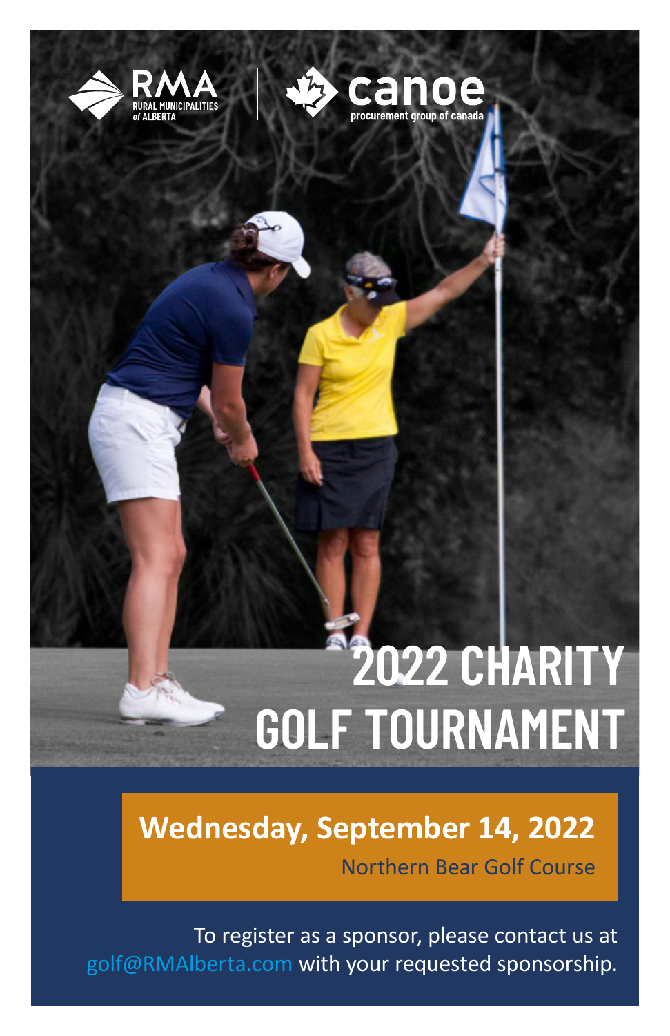RMA RURAL MUNICIPALITIES of ALBERTA

canoe procurement group of canada

# 2022 CHARITY GOLF TOURNAMENT

**Wednesday, September 14, 2022**

Northern Bear Golf Course

To register as a sponsor, please contact us at golf@RMAlberta.com with your requested sponsorship.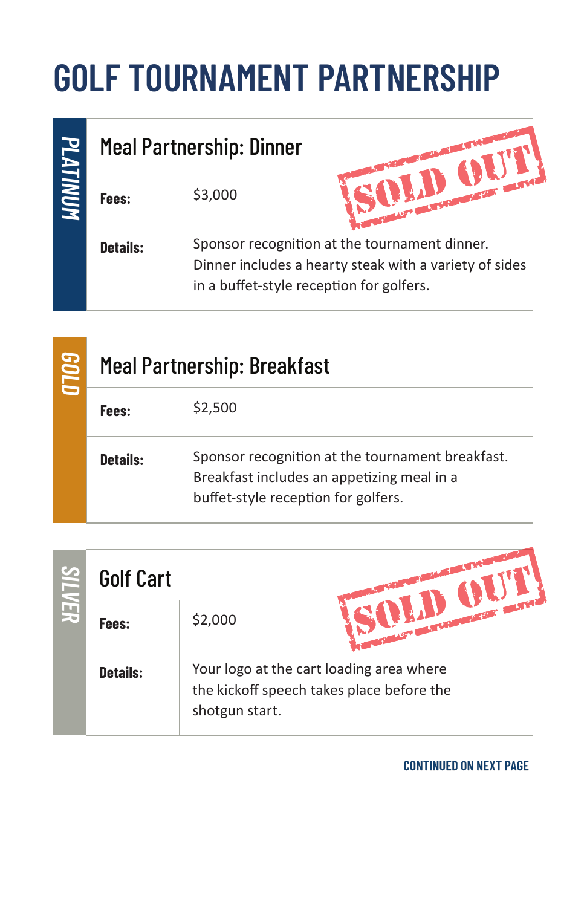# GOLF TOURNAMENT PARTNERSHIP

## PLATINUM

### Meal Partnership: Dinner

SOLD OUT

| | |
|---|---|
| **Fees:** | $3,000 |
| **Details:** | Sponsor recognition at the tournament dinner. Dinner includes a hearty steak with a variety of sides in a buffet-style reception for golfers. |

## GOLD

### Meal Partnership: Breakfast

| | |
|---|---|
| **Fees:** | $2,500 |
| **Details:** | Sponsor recognition at the tournament breakfast. Breakfast includes an appetizing meal in a buffet-style reception for golfers. |

## SILVER

### Golf Cart

SOLD OUT

| | |
|---|---|
| **Fees:** | $2,000 |
| **Details:** | Your logo at the cart loading area where the kickoff speech takes place before the shotgun start. |

**CONTINUED ON NEXT PAGE**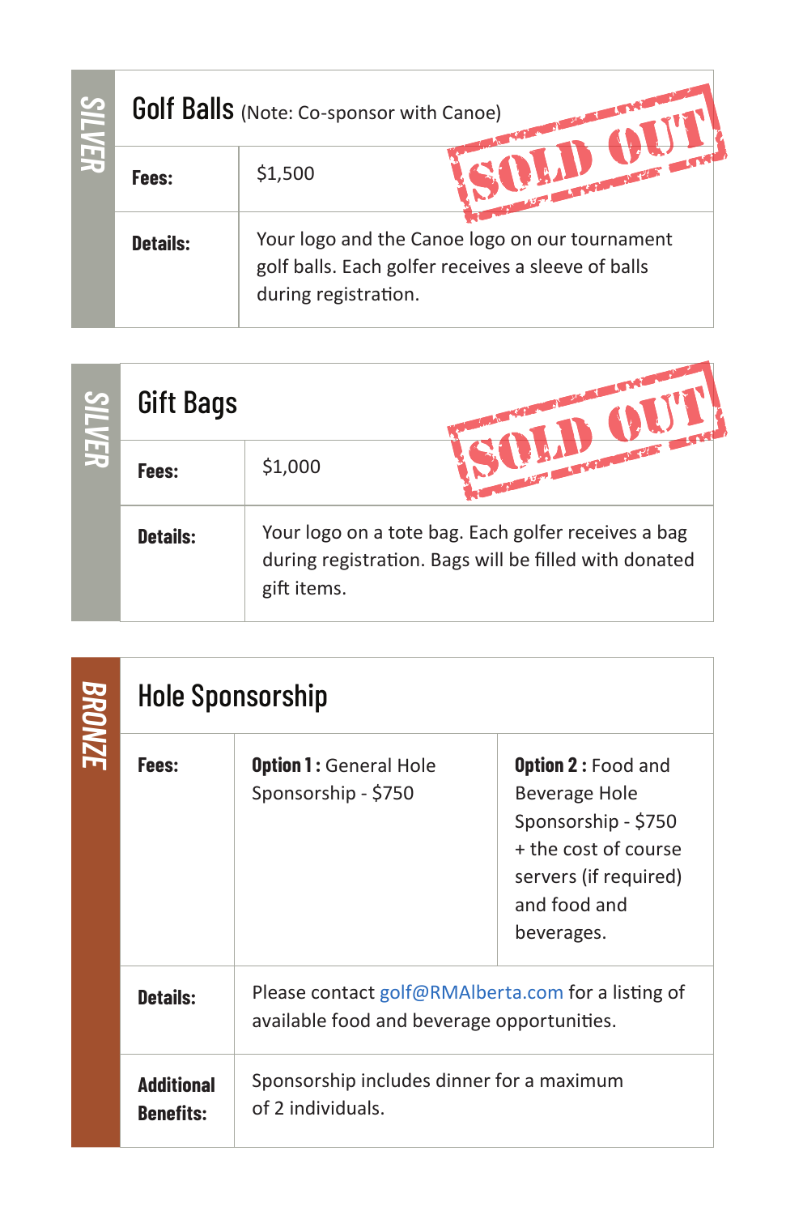## SILVER

### Golf Balls (Note: Co-sponsor with Canoe)

SOLD OUT

| | |
|---|---|
| **Fees:** | $1,500 |
| **Details:** | Your logo and the Canoe logo on our tournament golf balls. Each golfer receives a sleeve of balls during registration. |

## SILVER

### Gift Bags

SOLD OUT

| | |
|---|---|
| **Fees:** | $1,000 |
| **Details:** | Your logo on a tote bag. Each golfer receives a bag during registration. Bags will be filled with donated gift items. |

## BRONZE

### Hole Sponsorship

| | | |
|---|---|---|
| **Fees:** | **Option 1 :** General Hole Sponsorship - $750 | **Option 2 :** Food and Beverage Hole Sponsorship - $750 + the cost of course servers (if required) and food and beverages. |
| **Details:** | Please contact golf@RMAlberta.com for a listing of available food and beverage opportunities. | |
| **Additional Benefits:** | Sponsorship includes dinner for a maximum of 2 individuals. | |